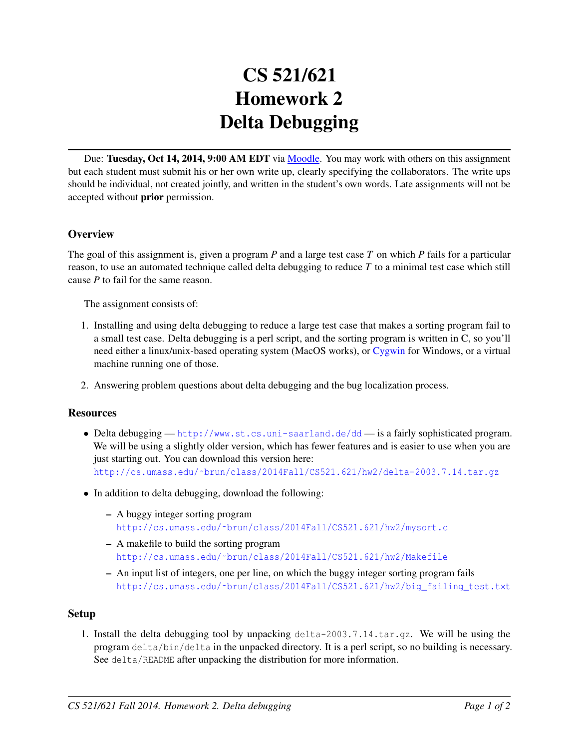# CS 521/621 Homework 2 Delta Debugging

Due: **Tuesday, Oct 14, 2014, 9:00 AM EDT** via Moodle. You may work with others on this assignment but each student must submit his or her own write up, clearly specifying the collaborators. The write ups should be individual, not created jointly, and written in the student's own words. Late assignments will not be accepted without **prior** permission.

## Overview

The goal of this assignment is, given a program *P* and a large test case *T* on which *P* fails for a particular reason, to use an automated technique called delta debugging to reduce *T* to a minimal test case which still cause *P* to fail for the same reason.

The assignment consists of:

1. Installing and using delta debugging to reduce a large test case that makes a sorting program fail to a small test case. Delta debugging is a perl script, and the sorting program is written in C, so you'll need either a linux/unix-based operating system (MacOS works), or Cygwin for Windows, or a virtual machine running one of those.
2. Answering problem questions about delta debugging and the bug localization process.

## Resources

- Delta debugging — `http://www.st.cs.uni-saarland.de/dd` — is a fairly sophisticated program. We will be using a slightly older version, which has fewer features and is easier to use when you are just starting out. You can download this version here: `http://cs.umass.edu/~brun/class/2014Fall/CS521.621/hw2/delta-2003.7.14.tar.gz`
- In addition to delta debugging, download the following:
  - A buggy integer sorting program `http://cs.umass.edu/~brun/class/2014Fall/CS521.621/hw2/mysort.c`
  - A makefile to build the sorting program `http://cs.umass.edu/~brun/class/2014Fall/CS521.621/hw2/Makefile`
  - An input list of integers, one per line, on which the buggy integer sorting program fails `http://cs.umass.edu/~brun/class/2014Fall/CS521.621/hw2/big_failing_test.txt`

## Setup

1. Install the delta debugging tool by unpacking `delta-2003.7.14.tar.gz`. We will be using the program `delta/bin/delta` in the unpacked directory. It is a perl script, so no building is necessary. See `delta/README` after unpacking the distribution for more information.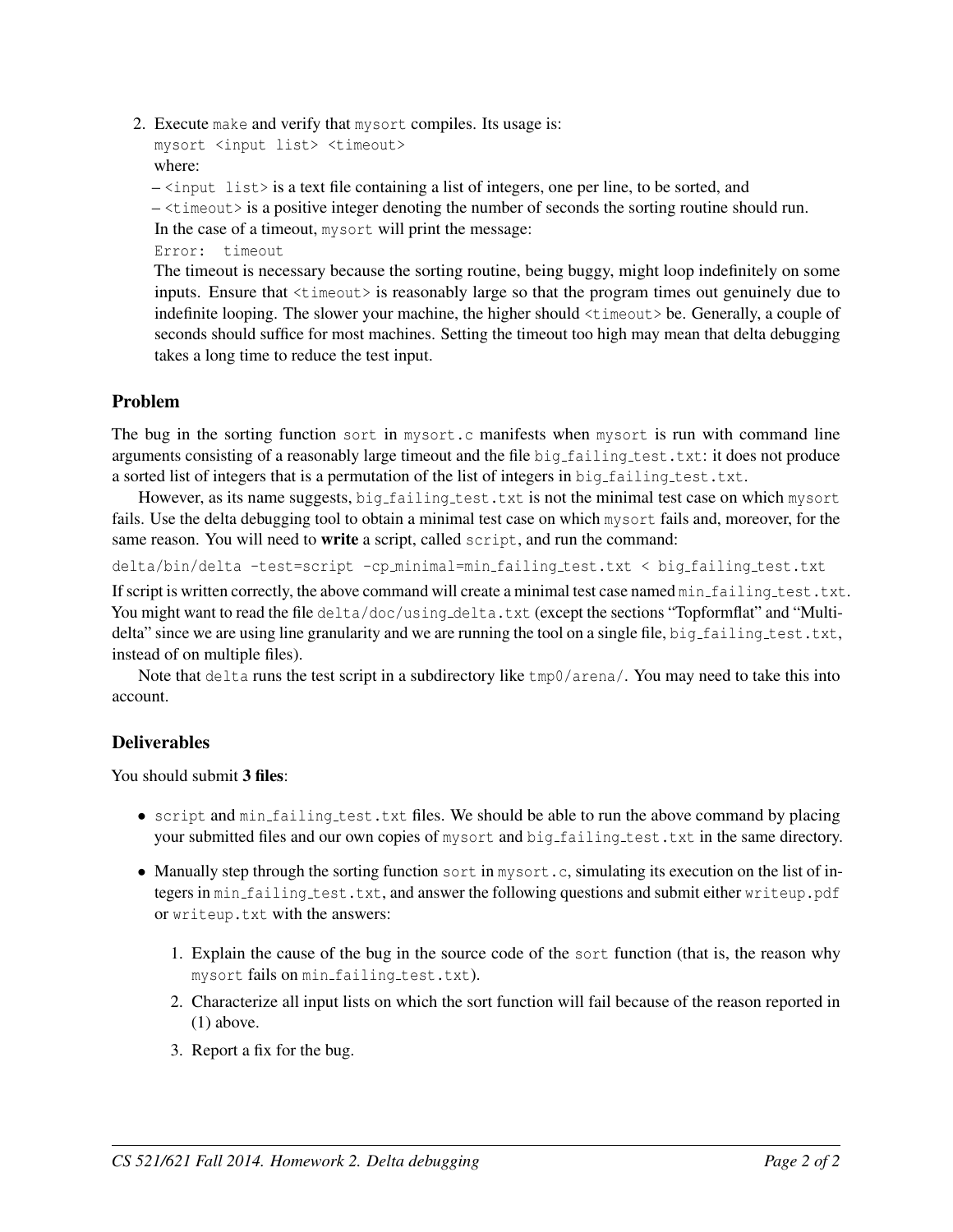2. Execute `make` and verify that `mysort` compiles. Its usage is:
   `mysort <input list> <timeout>`
   where:
   – `<input list>` is a text file containing a list of integers, one per line, to be sorted, and
   – `<timeout>` is a positive integer denoting the number of seconds the sorting routine should run.
   In the case of a timeout, `mysort` will print the message:
   `Error: timeout`
   The timeout is necessary because the sorting routine, being buggy, might loop indefinitely on some inputs. Ensure that `<timeout>` is reasonably large so that the program times out genuinely due to indefinite looping. The slower your machine, the higher should `<timeout>` be. Generally, a couple of seconds should suffice for most machines. Setting the timeout too high may mean that delta debugging takes a long time to reduce the test input.

## Problem

The bug in the sorting function `sort` in `mysort.c` manifests when `mysort` is run with command line arguments consisting of a reasonably large timeout and the file `big_failing_test.txt`: it does not produce a sorted list of integers that is a permutation of the list of integers in `big_failing_test.txt`.

However, as its name suggests, `big_failing_test.txt` is not the minimal test case on which `mysort` fails. Use the delta debugging tool to obtain a minimal test case on which `mysort` fails and, moreover, for the same reason. You will need to **write** a script, called `script`, and run the command:

```
delta/bin/delta -test=script -cp_minimal=min_failing_test.txt < big_failing_test.txt
```

If script is written correctly, the above command will create a minimal test case named `min_failing_test.txt`. You might want to read the file `delta/doc/using_delta.txt` (except the sections "Topformflat" and "Multi-delta" since we are using line granularity and we are running the tool on a single file, `big_failing_test.txt`, instead of on multiple files).

Note that `delta` runs the test script in a subdirectory like `tmp0/arena/`. You may need to take this into account.

## Deliverables

You should submit **3 files**:

- `script` and `min_failing_test.txt` files. We should be able to run the above command by placing your submitted files and our own copies of `mysort` and `big_failing_test.txt` in the same directory.
- Manually step through the sorting function `sort` in `mysort.c`, simulating its execution on the list of integers in `min_failing_test.txt`, and answer the following questions and submit either `writeup.pdf` or `writeup.txt` with the answers:
  1. Explain the cause of the bug in the source code of the `sort` function (that is, the reason why `mysort` fails on `min_failing_test.txt`).
  2. Characterize all input lists on which the sort function will fail because of the reason reported in (1) above.
  3. Report a fix for the bug.